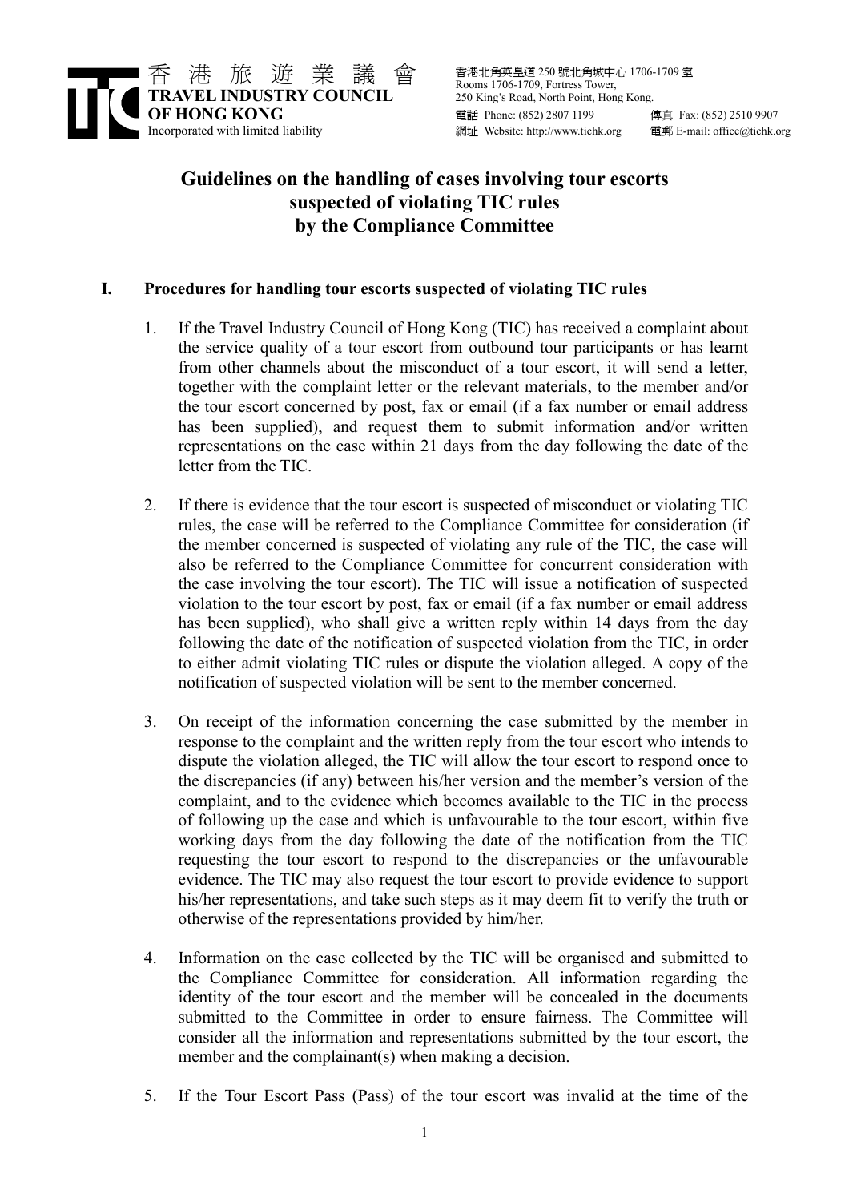香 港 旅 遊 業 議 會
**TRAVEL INDUSTRY COUNCIL OF HONG KONG**
Incorporated with limited liability

香港北角英皇道 250 號北角城中心 1706-1709 室
Rooms 1706-1709, Fortress Tower, 250 King's Road, North Point, Hong Kong.
電話 Phone: (852) 2807 1199 傳真 Fax: (852) 2510 9907
網址 Website: http://www.tichk.org 電郵 E-mail: office@tichk.org

# Guidelines on the handling of cases involving tour escorts suspected of violating TIC rules by the Compliance Committee

## I. Procedures for handling tour escorts suspected of violating TIC rules

1. If the Travel Industry Council of Hong Kong (TIC) has received a complaint about the service quality of a tour escort from outbound tour participants or has learnt from other channels about the misconduct of a tour escort, it will send a letter, together with the complaint letter or the relevant materials, to the member and/or the tour escort concerned by post, fax or email (if a fax number or email address has been supplied), and request them to submit information and/or written representations on the case within 21 days from the day following the date of the letter from the TIC.

2. If there is evidence that the tour escort is suspected of misconduct or violating TIC rules, the case will be referred to the Compliance Committee for consideration (if the member concerned is suspected of violating any rule of the TIC, the case will also be referred to the Compliance Committee for concurrent consideration with the case involving the tour escort). The TIC will issue a notification of suspected violation to the tour escort by post, fax or email (if a fax number or email address has been supplied), who shall give a written reply within 14 days from the day following the date of the notification of suspected violation from the TIC, in order to either admit violating TIC rules or dispute the violation alleged. A copy of the notification of suspected violation will be sent to the member concerned.

3. On receipt of the information concerning the case submitted by the member in response to the complaint and the written reply from the tour escort who intends to dispute the violation alleged, the TIC will allow the tour escort to respond once to the discrepancies (if any) between his/her version and the member's version of the complaint, and to the evidence which becomes available to the TIC in the process of following up the case and which is unfavourable to the tour escort, within five working days from the day following the date of the notification from the TIC requesting the tour escort to respond to the discrepancies or the unfavourable evidence. The TIC may also request the tour escort to provide evidence to support his/her representations, and take such steps as it may deem fit to verify the truth or otherwise of the representations provided by him/her.

4. Information on the case collected by the TIC will be organised and submitted to the Compliance Committee for consideration. All information regarding the identity of the tour escort and the member will be concealed in the documents submitted to the Committee in order to ensure fairness. The Committee will consider all the information and representations submitted by the tour escort, the member and the complainant(s) when making a decision.

5. If the Tour Escort Pass (Pass) of the tour escort was invalid at the time of the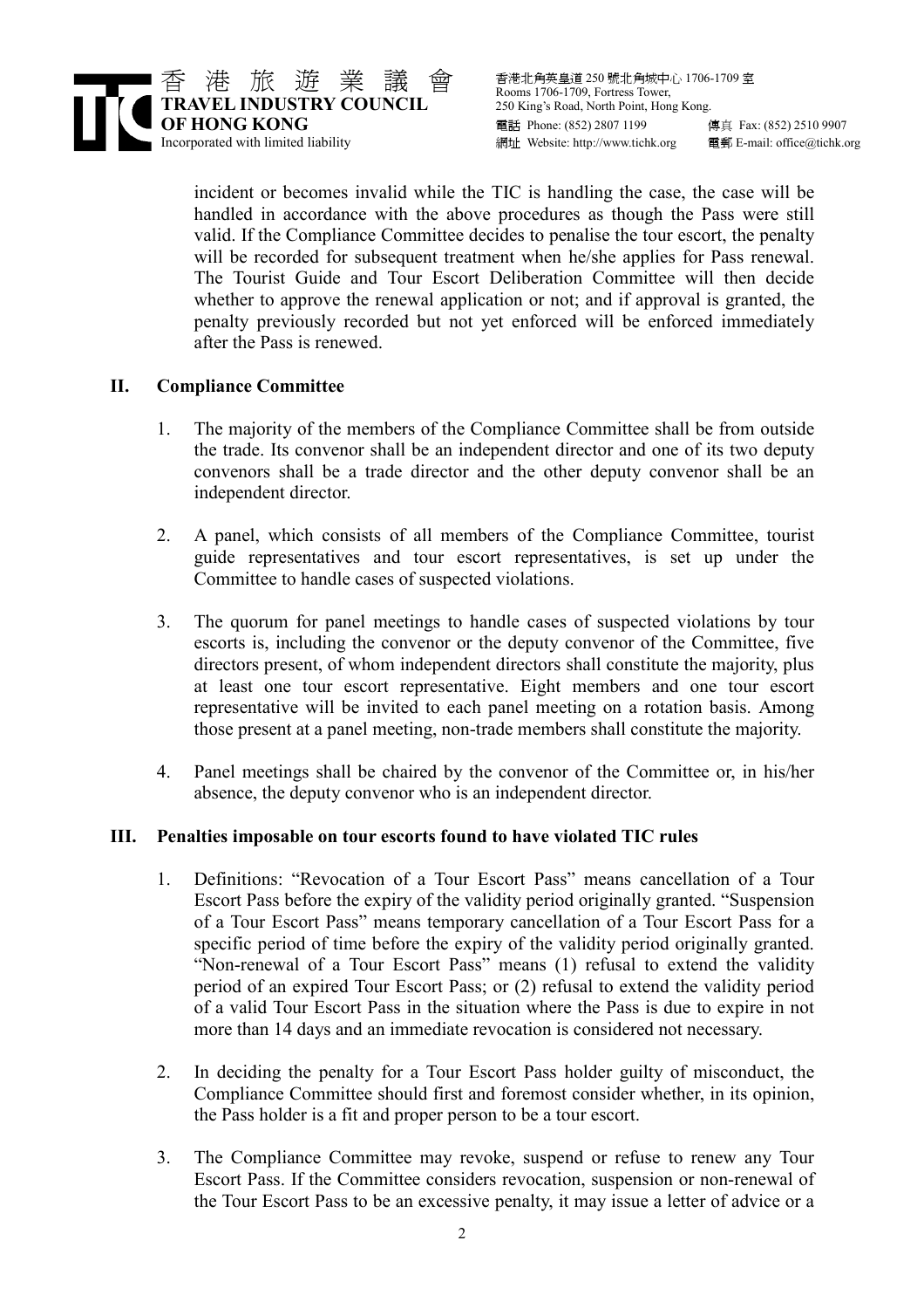incident or becomes invalid while the TIC is handling the case, the case will be handled in accordance with the above procedures as though the Pass were still valid. If the Compliance Committee decides to penalise the tour escort, the penalty will be recorded for subsequent treatment when he/she applies for Pass renewal. The Tourist Guide and Tour Escort Deliberation Committee will then decide whether to approve the renewal application or not; and if approval is granted, the penalty previously recorded but not yet enforced will be enforced immediately after the Pass is renewed.

## II. Compliance Committee

1. The majority of the members of the Compliance Committee shall be from outside the trade. Its convenor shall be an independent director and one of its two deputy convenors shall be a trade director and the other deputy convenor shall be an independent director.

2. A panel, which consists of all members of the Compliance Committee, tourist guide representatives and tour escort representatives, is set up under the Committee to handle cases of suspected violations.

3. The quorum for panel meetings to handle cases of suspected violations by tour escorts is, including the convenor or the deputy convenor of the Committee, five directors present, of whom independent directors shall constitute the majority, plus at least one tour escort representative. Eight members and one tour escort representative will be invited to each panel meeting on a rotation basis. Among those present at a panel meeting, non-trade members shall constitute the majority.

4. Panel meetings shall be chaired by the convenor of the Committee or, in his/her absence, the deputy convenor who is an independent director.

## III. Penalties imposable on tour escorts found to have violated TIC rules

1. Definitions: "Revocation of a Tour Escort Pass" means cancellation of a Tour Escort Pass before the expiry of the validity period originally granted. "Suspension of a Tour Escort Pass" means temporary cancellation of a Tour Escort Pass for a specific period of time before the expiry of the validity period originally granted. "Non-renewal of a Tour Escort Pass" means (1) refusal to extend the validity period of an expired Tour Escort Pass; or (2) refusal to extend the validity period of a valid Tour Escort Pass in the situation where the Pass is due to expire in not more than 14 days and an immediate revocation is considered not necessary.

2. In deciding the penalty for a Tour Escort Pass holder guilty of misconduct, the Compliance Committee should first and foremost consider whether, in its opinion, the Pass holder is a fit and proper person to be a tour escort.

3. The Compliance Committee may revoke, suspend or refuse to renew any Tour Escort Pass. If the Committee considers revocation, suspension or non-renewal of the Tour Escort Pass to be an excessive penalty, it may issue a letter of advice or a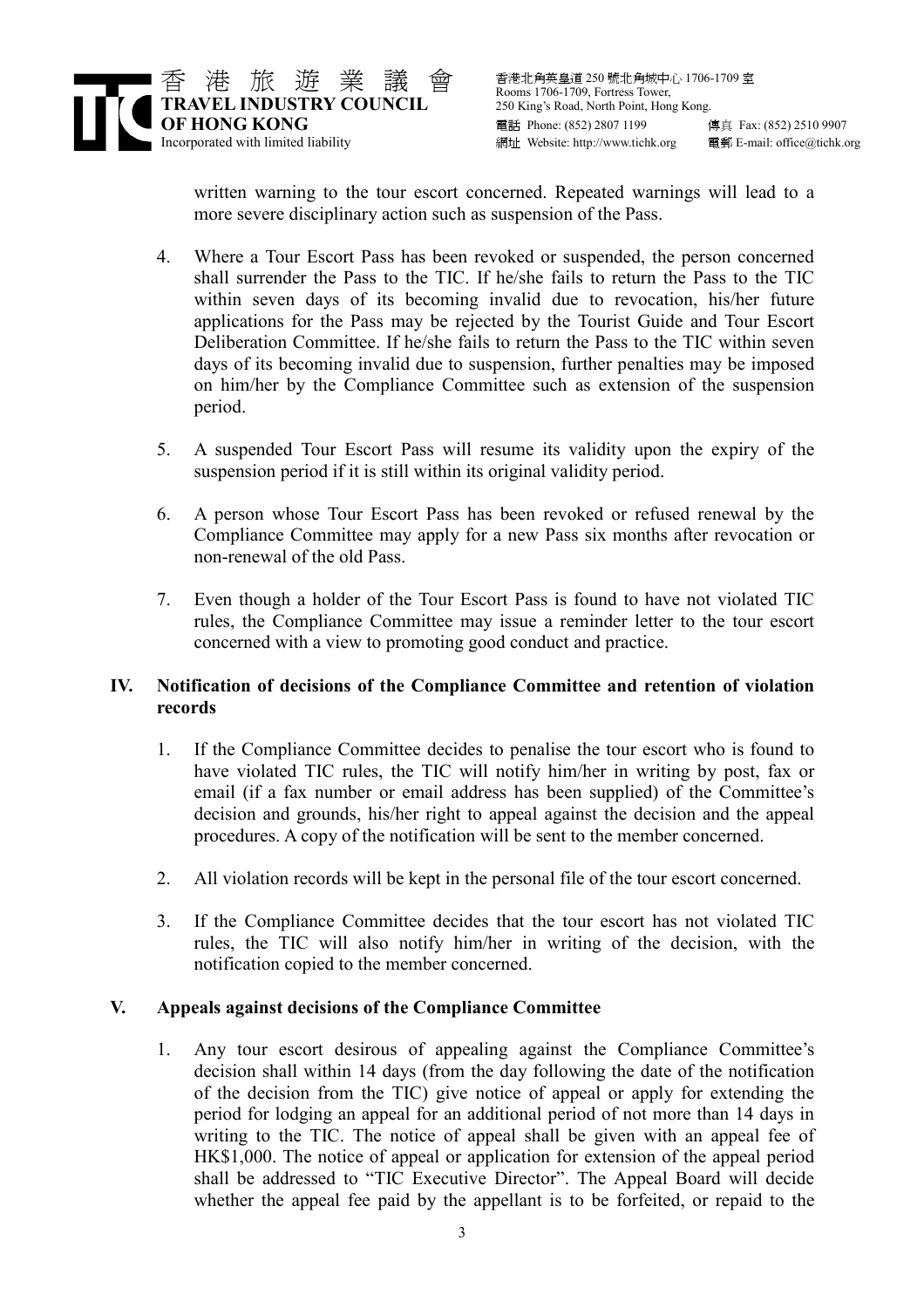written warning to the tour escort concerned. Repeated warnings will lead to a more severe disciplinary action such as suspension of the Pass.

4. Where a Tour Escort Pass has been revoked or suspended, the person concerned shall surrender the Pass to the TIC. If he/she fails to return the Pass to the TIC within seven days of its becoming invalid due to revocation, his/her future applications for the Pass may be rejected by the Tourist Guide and Tour Escort Deliberation Committee. If he/she fails to return the Pass to the TIC within seven days of its becoming invalid due to suspension, further penalties may be imposed on him/her by the Compliance Committee such as extension of the suspension period.

5. A suspended Tour Escort Pass will resume its validity upon the expiry of the suspension period if it is still within its original validity period.

6. A person whose Tour Escort Pass has been revoked or refused renewal by the Compliance Committee may apply for a new Pass six months after revocation or non-renewal of the old Pass.

7. Even though a holder of the Tour Escort Pass is found to have not violated TIC rules, the Compliance Committee may issue a reminder letter to the tour escort concerned with a view to promoting good conduct and practice.

## IV. Notification of decisions of the Compliance Committee and retention of violation records

1. If the Compliance Committee decides to penalise the tour escort who is found to have violated TIC rules, the TIC will notify him/her in writing by post, fax or email (if a fax number or email address has been supplied) of the Committee's decision and grounds, his/her right to appeal against the decision and the appeal procedures. A copy of the notification will be sent to the member concerned.

2. All violation records will be kept in the personal file of the tour escort concerned.

3. If the Compliance Committee decides that the tour escort has not violated TIC rules, the TIC will also notify him/her in writing of the decision, with the notification copied to the member concerned.

## V. Appeals against decisions of the Compliance Committee

1. Any tour escort desirous of appealing against the Compliance Committee's decision shall within 14 days (from the day following the date of the notification of the decision from the TIC) give notice of appeal or apply for extending the period for lodging an appeal for an additional period of not more than 14 days in writing to the TIC. The notice of appeal shall be given with an appeal fee of HK$1,000. The notice of appeal or application for extension of the appeal period shall be addressed to "TIC Executive Director". The Appeal Board will decide whether the appeal fee paid by the appellant is to be forfeited, or repaid to the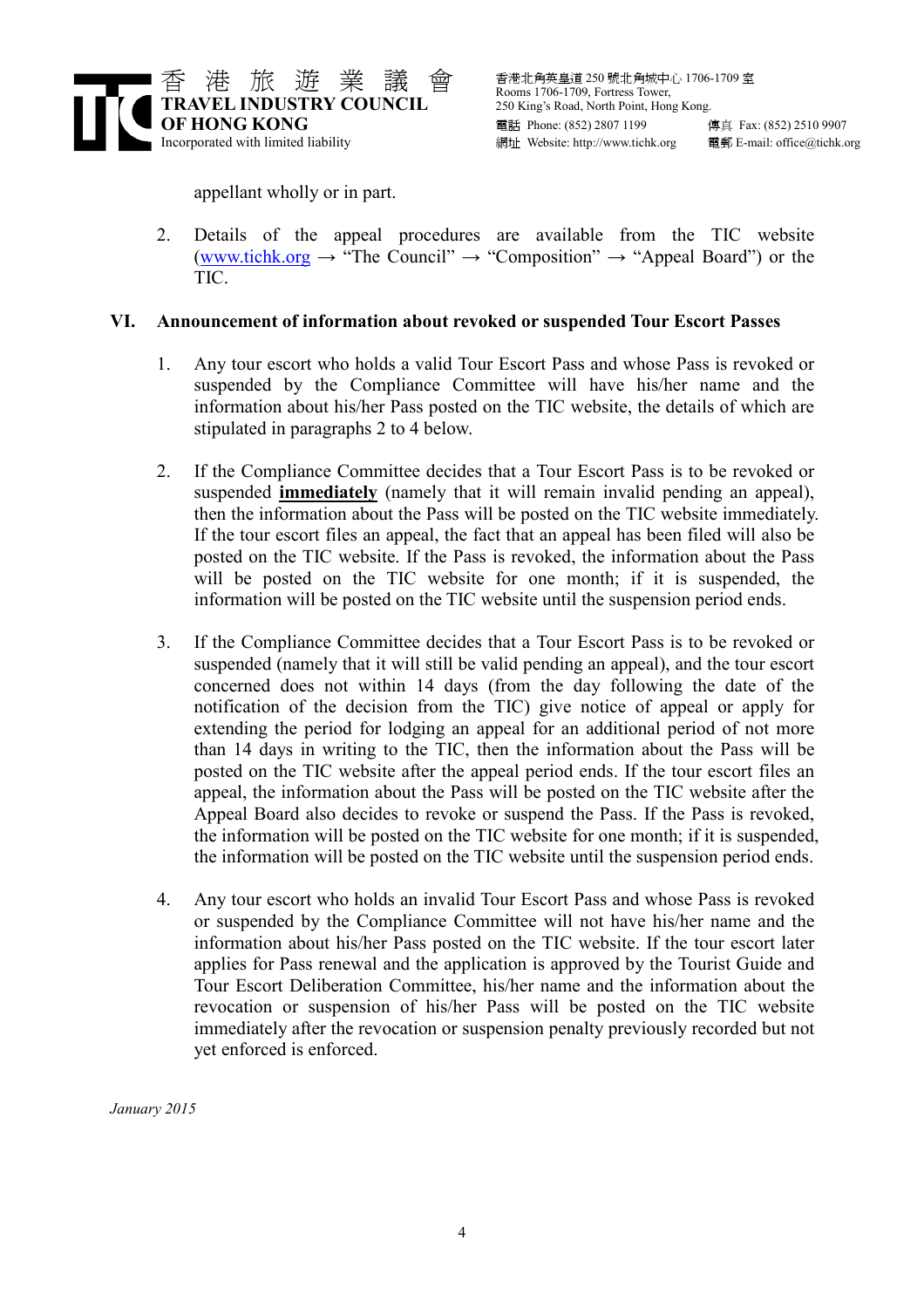appellant wholly or in part.

2. Details of the appeal procedures are available from the TIC website ([www.tichk.org](http://www.tichk.org) → "The Council" → "Composition" → "Appeal Board") or the TIC.

## VI. Announcement of information about revoked or suspended Tour Escort Passes

1. Any tour escort who holds a valid Tour Escort Pass and whose Pass is revoked or suspended by the Compliance Committee will have his/her name and the information about his/her Pass posted on the TIC website, the details of which are stipulated in paragraphs 2 to 4 below.

2. If the Compliance Committee decides that a Tour Escort Pass is to be revoked or suspended **immediately** (namely that it will remain invalid pending an appeal), then the information about the Pass will be posted on the TIC website immediately. If the tour escort files an appeal, the fact that an appeal has been filed will also be posted on the TIC website. If the Pass is revoked, the information about the Pass will be posted on the TIC website for one month; if it is suspended, the information will be posted on the TIC website until the suspension period ends.

3. If the Compliance Committee decides that a Tour Escort Pass is to be revoked or suspended (namely that it will still be valid pending an appeal), and the tour escort concerned does not within 14 days (from the day following the date of the notification of the decision from the TIC) give notice of appeal or apply for extending the period for lodging an appeal for an additional period of not more than 14 days in writing to the TIC, then the information about the Pass will be posted on the TIC website after the appeal period ends. If the tour escort files an appeal, the information about the Pass will be posted on the TIC website after the Appeal Board also decides to revoke or suspend the Pass. If the Pass is revoked, the information will be posted on the TIC website for one month; if it is suspended, the information will be posted on the TIC website until the suspension period ends.

4. Any tour escort who holds an invalid Tour Escort Pass and whose Pass is revoked or suspended by the Compliance Committee will not have his/her name and the information about his/her Pass posted on the TIC website. If the tour escort later applies for Pass renewal and the application is approved by the Tourist Guide and Tour Escort Deliberation Committee, his/her name and the information about the revocation or suspension of his/her Pass will be posted on the TIC website immediately after the revocation or suspension penalty previously recorded but not yet enforced is enforced.

*January 2015*